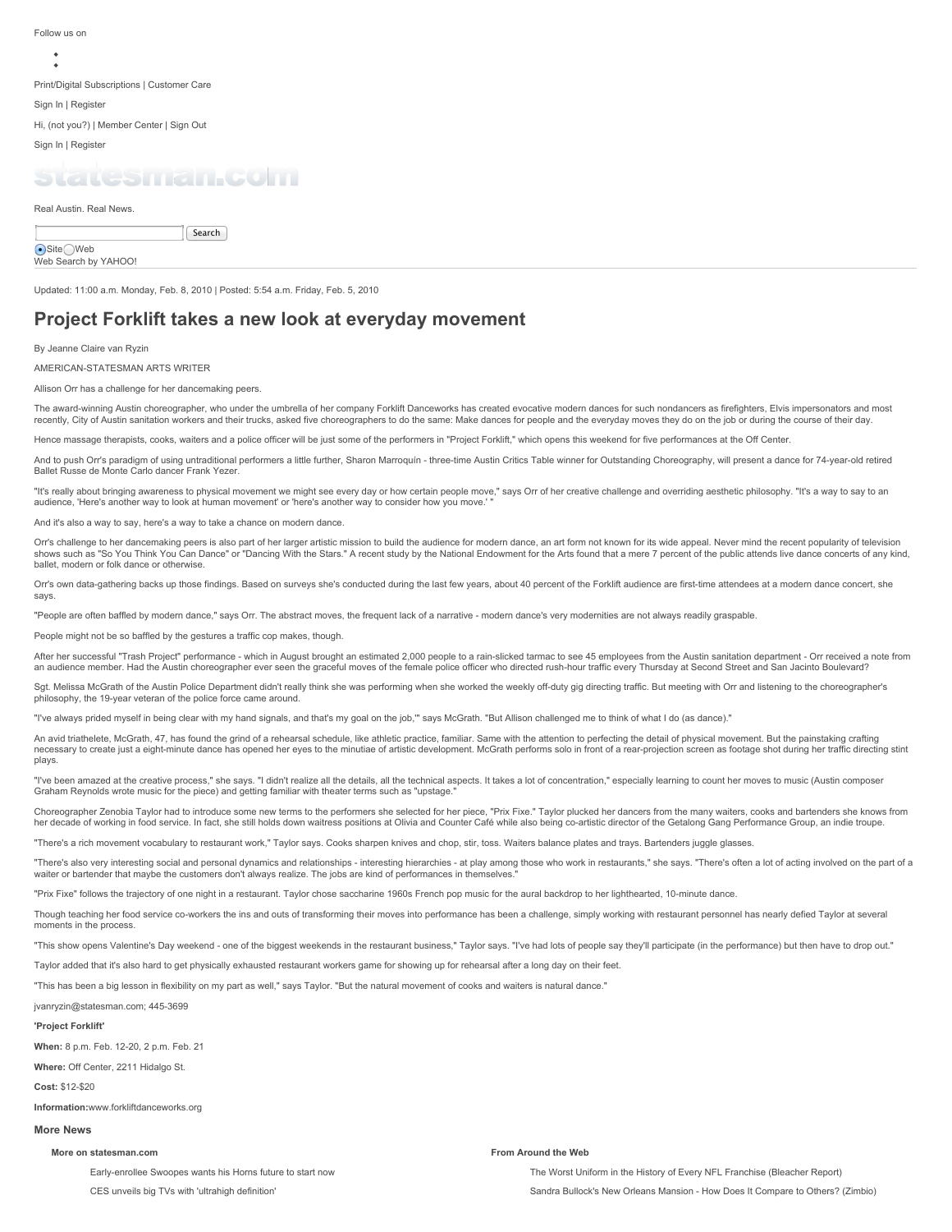Follow us on

- 
- 

Print/Digital Subscriptions | Customer Care

Sign In | Register

Hi, (not you?) | Member Center | Sign Out

Sign In | Register

statesman.com

Real Austin. Real News.

Search

Site Web

Web Search by YAHOO!

Updated: 11:00 a.m. Monday, Feb. 8, 2010 | Posted: 5:54 a.m. Friday, Feb. 5, 2010

# Project Forklift takes a new look at everyday movement

By Jeanne Claire van Ryzin

AMERICAN-STATESMAN ARTS WRITER

Allison Orr has a challenge for her dancemaking peers.

The award-winning Austin choreographer, who under the umbrella of her company Forklift Danceworks has created evocative modern dances for such nondancers as firefighters, Elvis impersonators and most recently, City of Austin sanitation workers and their trucks, asked five choreographers to do the same: Make dances for people and the everyday moves they do on the job or during the course of their day.

Hence massage therapists, cooks, waiters and a police officer will be just some of the performers in "Project Forklift," which opens this weekend for five performances at the Off Center.

And to push Orr's paradigm of using untraditional performers a little further, Sharon Marroquín - three-time Austin Critics Table winner for Outstanding Choreography, will present a dance for 74-year-old retired Ballet Russe de Monte Carlo dancer Frank Yezer.

"It's really about bringing awareness to physical movement we might see every day or how certain people move," says Orr of her creative challenge and overriding aesthetic philosophy. "It's a way to say to an audience, 'Here's another way to look at human movement' or 'here's another way to consider how you move.' "

And it's also a way to say, here's a way to take a chance on modern dance.

Orr's challenge to her dancemaking peers is also part of her larger artistic mission to build the audience for modern dance, an art form not known for its wide appeal. Never mind the recent popularity of television shows such as "So You Think You Can Dance" or "Dancing With the Stars." A recent study by the National Endowment for the Arts found that a mere 7 percent of the public attends live dance concerts of any kind, ballet, modern or folk dance or otherwise.

Orr's own data-gathering backs up those findings. Based on surveys she's conducted during the last few years, about 40 percent of the Forklift audience are first-time attendees at a modern dance concert, she says.

"People are often baffled by modern dance," says Orr. The abstract moves, the frequent lack of a narrative - modern dance's very modernities are not always readily graspable.

People might not be so baffled by the gestures a traffic cop makes, though.

After her successful "Trash Project" performance - which in August brought an estimated 2,000 people to a rain-slicked tarmac to see 45 employees from the Austin sanitation department - Orr received a note from an audience member. Had the Austin choreographer ever seen the graceful moves of the female police officer who directed rush-hour traffic every Thursday at Second Street and San Jacinto Boulevard?

Sgt. Melissa McGrath of the Austin Police Department didn't really think she was performing when she worked the weekly off-duty gig directing traffic. But meeting with Orr and listening to the choreographer's philosophy, the 19-year veteran of the police force came around.

"I've always prided myself in being clear with my hand signals, and that's my goal on the job,'" says McGrath. "But Allison challenged me to think of what I do (as dance)."

An avid triathelete, McGrath, 47, has found the grind of a rehearsal schedule, like athletic practice, familiar. Same with the attention to perfecting the detail of physical movement. But the painstaking crafting necessary to create just a eight-minute dance has opened her eyes to the minutiae of artistic development. McGrath performs solo in front of a rear-projection screen as footage shot during her traffic directing stint plays.

"I've been amazed at the creative process," she says. "I didn't realize all the details, all the technical aspects. It takes a lot of concentration," especially learning to count her moves to music (Austin composer Graham Reynolds wrote music for the piece) and getting familiar with theater terms such as "upstage."

Choreographer Zenobia Taylor had to introduce some new terms to the performers she selected for her piece, "Prix Fixe." Taylor plucked her dancers from the many waiters, cooks and bartenders she knows from her decade of working in food service. In fact, she still holds down waitress positions at Olivia and Counter Café while also being co-artistic director of the Getalong Gang Performance Group, an indie troupe.

"There's a rich movement vocabulary to restaurant work," Taylor says. Cooks sharpen knives and chop, stir, toss. Waiters balance plates and trays. Bartenders juggle glasses.

"There's also very interesting social and personal dynamics and relationships - interesting hierarchies - at play among those who work in restaurants," she says. "There's often a lot of acting involved on the part of a waiter or bartender that maybe the customers don't always realize. The jobs are kind of performances in themselves."

"Prix Fixe" follows the trajectory of one night in a restaurant. Taylor chose saccharine 1960s French pop music for the aural backdrop to her lighthearted, 10-minute dance.

Though teaching her food service co-workers the ins and outs of transforming their moves into performance has been a challenge, simply working with restaurant personnel has nearly defied Taylor at several moments in the process.

"This show opens Valentine's Day weekend - one of the biggest weekends in the restaurant business," Taylor says. "I've had lots of people say they'll participate (in the performance) but then have to drop out."

Taylor added that it's also hard to get physically exhausted restaurant workers game for showing up for rehearsal after a long day on their feet.

"This has been a big lesson in flexibility on my part as well," says Taylor. "But the natural movement of cooks and waiters is natural dance."

jvanryzin@statesman.com; 445-3699

**'Project Forklift'**

**When:** 8 p.m. Feb. 12-20, 2 p.m. Feb. 21

**Where:** Off Center, 2211 Hidalgo St.

**Cost:** $12-$20

**Information:**www.forkliftdanceworks.org

### More News

**More on statesman.com**

- Early-enrollee Swoopes wants his Horns future to start now
- CES unveils big TVs with 'ultrahigh definition'

**From Around the Web**

- The Worst Uniform in the History of Every NFL Franchise (Bleacher Report)
- Sandra Bullock's New Orleans Mansion - How Does It Compare to Others? (Zimbio)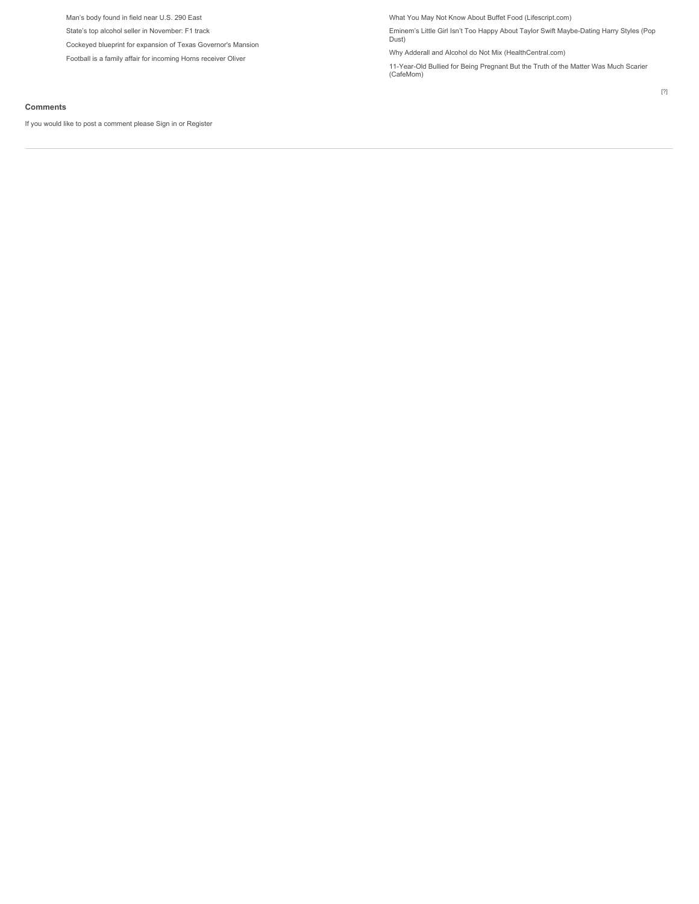Man's body found in field near U.S. 290 East

State's top alcohol seller in November: F1 track

Cockeyed blueprint for expansion of Texas Governor's Mansion

Football is a family affair for incoming Horns receiver Oliver

What You May Not Know About Buffet Food (Lifescript.com)

Eminem's Little Girl Isn't Too Happy About Taylor Swift Maybe-Dating Harry Styles (Pop Dust)

Why Adderall and Alcohol do Not Mix (HealthCentral.com)

11-Year-Old Bullied for Being Pregnant But the Truth of the Matter Was Much Scarier (CafeMom)

[?]

**Comments**

If you would like to post a comment please Sign in or Register